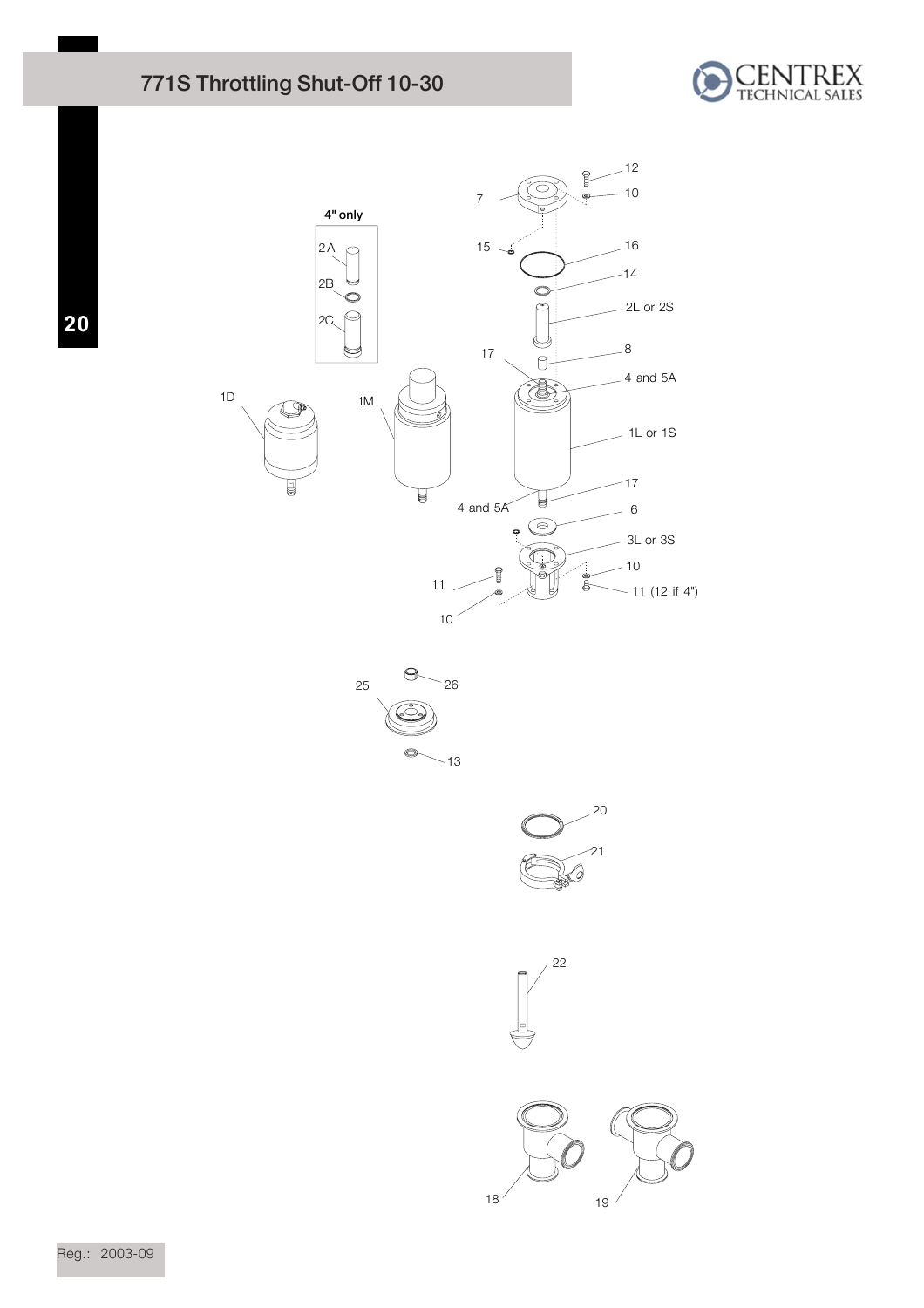# 771S Throttling Shut-Off 10-30

4" only

2A

2B

2C

1D

1M

7

12

10

15

16

14

2L or 2S

17

8

4 and 5A

1L or 1S

17

4 and 5A

6

3L or 3S

11

10

10

11 (12 if 4")

25

26

13

20

21

22

18

19

Reg.: 2003-09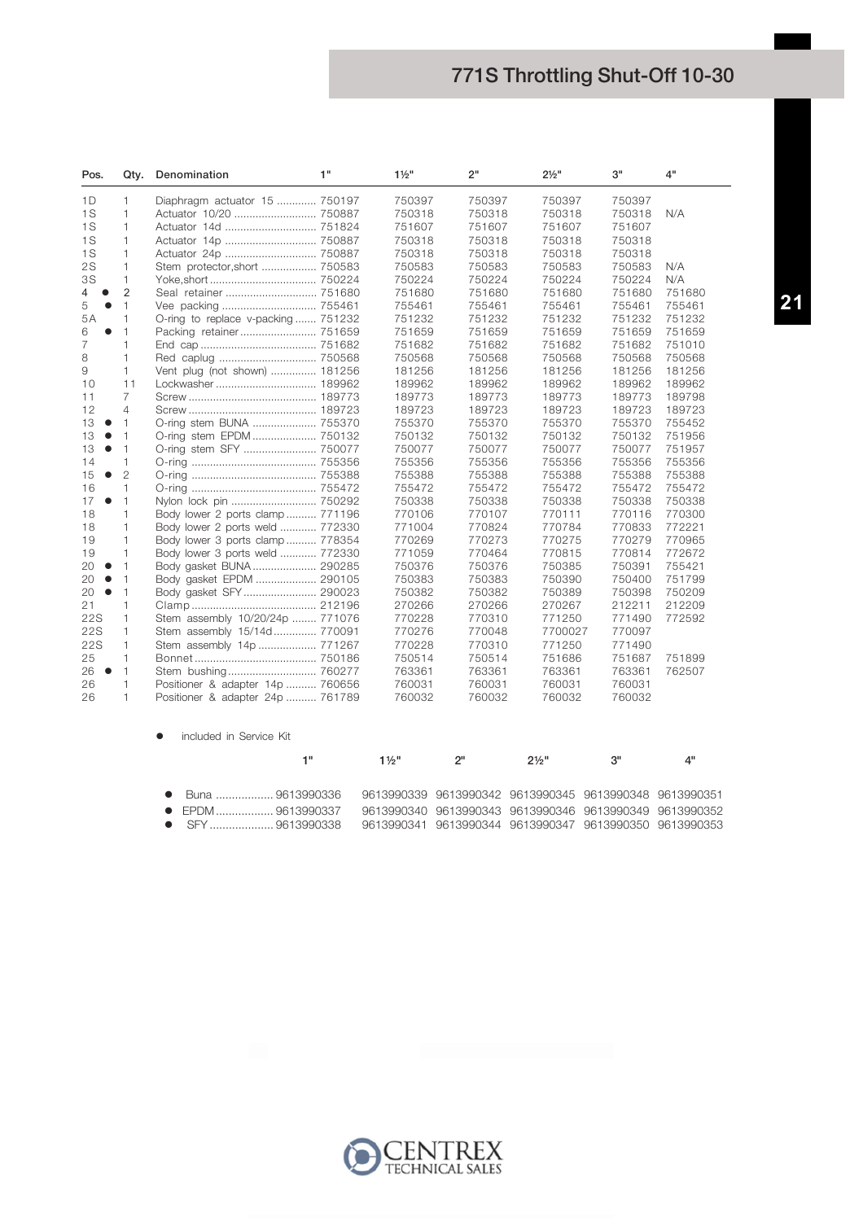# 771S Throttling Shut-Off 10-30

| Pos. | | Qty. | Denomination | 1" | 1½" | 2" | 2½" | 3" | 4" |
|---|---|---|---|---|---|---|---|---|---|
| 1D | | 1 | Diaphragm actuator 15 | 750197 | 750397 | 750397 | 750397 | 750397 | |
| 1S | | 1 | Actuator 10/20 | 750887 | 750318 | 750318 | 750318 | 750318 | N/A |
| 1S | | 1 | Actuator 14d | 751824 | 751607 | 751607 | 751607 | 751607 | |
| 1S | | 1 | Actuator 14p | 750887 | 750318 | 750318 | 750318 | 750318 | |
| 1S | | 1 | Actuator 24p | 750887 | 750318 | 750318 | 750318 | 750318 | |
| 2S | | 1 | Stem protector,short | 750583 | 750583 | 750583 | 750583 | 750583 | N/A |
| 3S | | 1 | Yoke,short | 750224 | 750224 | 750224 | 750224 | 750224 | N/A |
| 4 | ● | 2 | Seal retainer | 751680 | 751680 | 751680 | 751680 | 751680 | 751680 |
| 5 | ● | 1 | Vee packing | 755461 | 755461 | 755461 | 755461 | 755461 | 755461 |
| 5A | | 1 | O-ring to replace v-packing | 751232 | 751232 | 751232 | 751232 | 751232 | 751232 |
| 6 | ● | 1 | Packing retainer | 751659 | 751659 | 751659 | 751659 | 751659 | 751659 |
| 7 | | 1 | End cap | 751682 | 751682 | 751682 | 751682 | 751682 | 751010 |
| 8 | | 1 | Red caplug | 750568 | 750568 | 750568 | 750568 | 750568 | 750568 |
| 9 | | 1 | Vent plug (not shown) | 181256 | 181256 | 181256 | 181256 | 181256 | 181256 |
| 10 | | 11 | Lockwasher | 189962 | 189962 | 189962 | 189962 | 189962 | 189962 |
| 11 | | 7 | Screw | 189773 | 189773 | 189773 | 189773 | 189773 | 189798 |
| 12 | | 4 | Screw | 189723 | 189723 | 189723 | 189723 | 189723 | 189723 |
| 13 | ● | 1 | O-ring stem BUNA | 755370 | 755370 | 755370 | 755370 | 755370 | 755452 |
| 13 | ● | 1 | O-ring stem EPDM | 750132 | 750132 | 750132 | 750132 | 750132 | 751956 |
| 13 | ● | 1 | O-ring stem SFY | 750077 | 750077 | 750077 | 750077 | 750077 | 751957 |
| 14 | | 1 | O-ring | 755356 | 755356 | 755356 | 755356 | 755356 | 755356 |
| 15 | ● | 2 | O-ring | 755388 | 755388 | 755388 | 755388 | 755388 | 755388 |
| 16 | | 1 | O-ring | 755472 | 755472 | 755472 | 755472 | 755472 | 755472 |
| 17 | ● | 1 | Nylon lock pin | 750292 | 750338 | 750338 | 750338 | 750338 | 750338 |
| 18 | | 1 | Body lower 2 ports clamp | 771196 | 770106 | 770107 | 770111 | 770116 | 770300 |
| 18 | | 1 | Body lower 2 ports weld | 772330 | 771004 | 770824 | 770784 | 770833 | 772221 |
| 19 | | 1 | Body lower 3 ports clamp | 778354 | 770269 | 770273 | 770275 | 770279 | 770965 |
| 19 | | 1 | Body lower 3 ports weld | 772330 | 771059 | 770464 | 770815 | 770814 | 772672 |
| 20 | ● | 1 | Body gasket BUNA | 290285 | 750376 | 750376 | 750385 | 750391 | 755421 |
| 20 | ● | 1 | Body gasket EPDM | 290105 | 750383 | 750383 | 750390 | 750400 | 751799 |
| 20 | ● | 1 | Body gasket SFY | 290023 | 750382 | 750382 | 750389 | 750398 | 750209 |
| 21 | | 1 | Clamp | 212196 | 270266 | 270266 | 270267 | 212211 | 212209 |
| 22S | | 1 | Stem assembly 10/20/24p | 771076 | 770228 | 770310 | 771250 | 771490 | 772592 |
| 22S | | 1 | Stem assembly 15/14d | 770091 | 770276 | 770048 | 7700027 | 770097 | |
| 22S | | 1 | Stem assembly 14p | 771267 | 770228 | 770310 | 771250 | 771490 | |
| 25 | | 1 | Bonnet | 750186 | 750514 | 750514 | 751686 | 751687 | 751899 |
| 26 | ● | 1 | Stem bushing | 760277 | 763361 | 763361 | 763361 | 763361 | 762507 |
| 26 | | 1 | Positioner & adapter 14p | 760656 | 760031 | 760031 | 760031 | 760031 | |
| 26 | | 1 | Positioner & adapter 24p | 761789 | 760032 | 760032 | 760032 | 760032 | |

● included in Service Kit

| | 1" | 1½" | 2" | 2½" | 3" | 4" |
|---|---|---|---|---|---|---|
| ● Buna | 9613990336 | 9613990339 | 9613990342 | 9613990345 | 9613990348 | 9613990351 |
| ● EPDM | 9613990337 | 9613990340 | 9613990343 | 9613990346 | 9613990349 | 9613990352 |
| ● SFY | 9613990338 | 9613990341 | 9613990344 | 9613990347 | 9613990350 | 9613990353 |

CENTREX TECHNICAL SALES